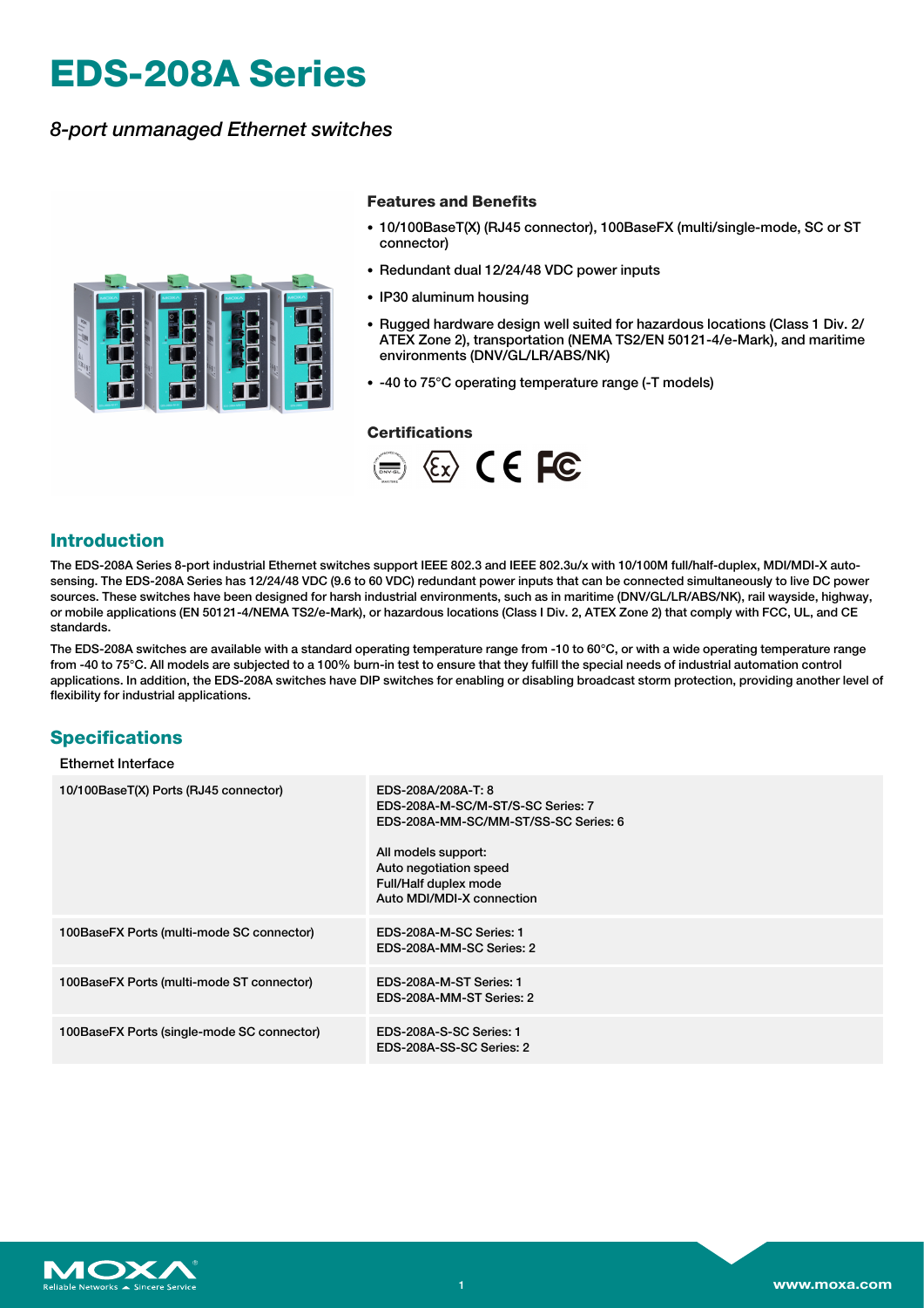# EDS-208A Series

*8-port unmanaged Ethernet switches*

### Features and Benefits

- 10/100BaseT(X) (RJ45 connector), 100BaseFX (multi/single-mode, SC or ST connector)
- Redundant dual 12/24/48 VDC power inputs
- IP30 aluminum housing
- Rugged hardware design well suited for hazardous locations (Class 1 Div. 2/ ATEX Zone 2), transportation (NEMA TS2/EN 50121-4/e-Mark), and maritime environments (DNV/GL/LR/ABS/NK)
- -40 to 75°C operating temperature range (-T models)

### Certifications

## Introduction

The EDS-208A Series 8-port industrial Ethernet switches support IEEE 802.3 and IEEE 802.3u/x with 10/100M full/half-duplex, MDI/MDI-X auto-sensing. The EDS-208A Series has 12/24/48 VDC (9.6 to 60 VDC) redundant power inputs that can be connected simultaneously to live DC power sources. These switches have been designed for harsh industrial environments, such as in maritime (DNV/GL/LR/ABS/NK), rail wayside, highway, or mobile applications (EN 50121-4/NEMA TS2/e-Mark), or hazardous locations (Class I Div. 2, ATEX Zone 2) that comply with FCC, UL, and CE standards.

The EDS-208A switches are available with a standard operating temperature range from -10 to 60°C, or with a wide operating temperature range from -40 to 75°C. All models are subjected to a 100% burn-in test to ensure that they fulfill the special needs of industrial automation control applications. In addition, the EDS-208A switches have DIP switches for enabling or disabling broadcast storm protection, providing another level of flexibility for industrial applications.

## Specifications

### Ethernet Interface

| | |
|---|---|
| 10/100BaseT(X) Ports (RJ45 connector) | EDS-208A/208A-T: 8<br>EDS-208A-M-SC/M-ST/S-SC Series: 7<br>EDS-208A-MM-SC/MM-ST/SS-SC Series: 6<br><br>All models support:<br>Auto negotiation speed<br>Full/Half duplex mode<br>Auto MDI/MDI-X connection |
| 100BaseFX Ports (multi-mode SC connector) | EDS-208A-M-SC Series: 1<br>EDS-208A-MM-SC Series: 2 |
| 100BaseFX Ports (multi-mode ST connector) | EDS-208A-M-ST Series: 1<br>EDS-208A-MM-ST Series: 2 |
| 100BaseFX Ports (single-mode SC connector) | EDS-208A-S-SC Series: 1<br>EDS-208A-SS-SC Series: 2 |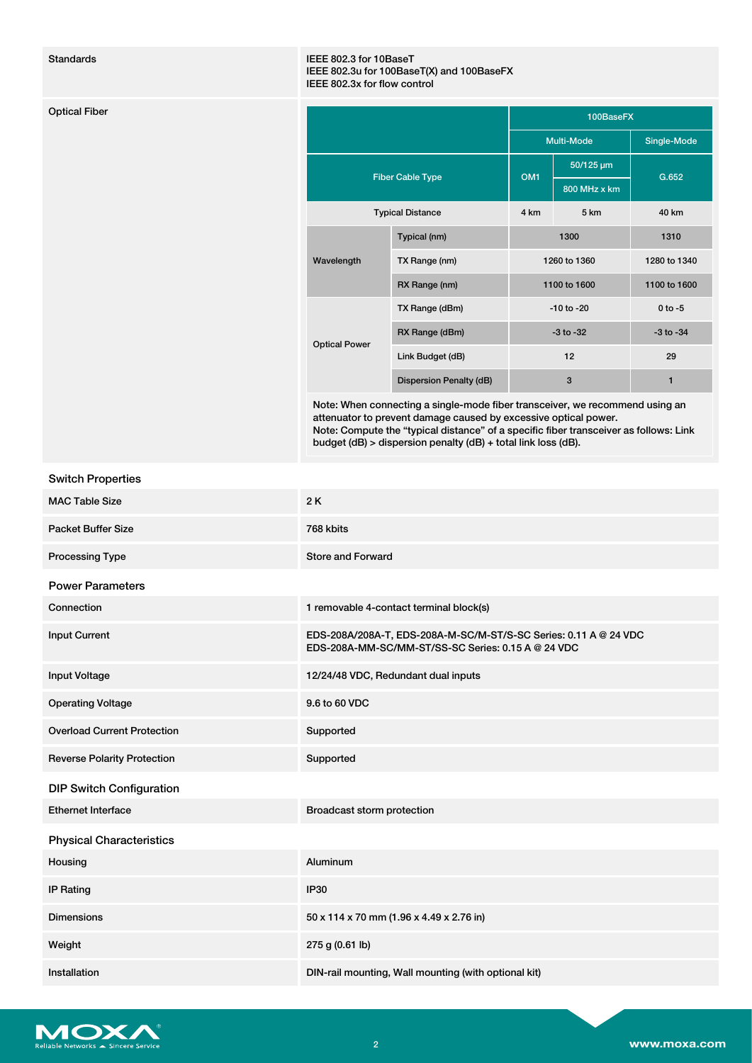| Standards | IEEE 802.3 for 10BaseT<br>IEEE 802.3u for 100BaseT(X) and 100BaseFX<br>IEEE 802.3x for flow control |
|---|---|

### Optical Fiber

| | | 100BaseFX | | |
|---|---|---|---|---|
| | | Multi-Mode | | Single-Mode |
| Fiber Cable Type | | OM1 | 50/125 µm<br>800 MHz x km | G.652 |
| Typical Distance | | 4 km | 5 km | 40 km |
| Wavelength | Typical (nm) | 1300 | | 1310 |
| | TX Range (nm) | 1260 to 1360 | | 1280 to 1340 |
| | RX Range (nm) | 1100 to 1600 | | 1100 to 1600 |
| Optical Power | TX Range (dBm) | -10 to -20 | | 0 to -5 |
| | RX Range (dBm) | -3 to -32 | | -3 to -34 |
| | Link Budget (dB) | 12 | | 29 |
| | Dispersion Penalty (dB) | 3 | | 1 |

Note: When connecting a single-mode fiber transceiver, we recommend using an attenuator to prevent damage caused by excessive optical power.
Note: Compute the "typical distance" of a specific fiber transceiver as follows: Link budget (dB) > dispersion penalty (dB) + total link loss (dB).

### Switch Properties

| | |
|---|---|
| MAC Table Size | 2 K |
| Packet Buffer Size | 768 kbits |
| Processing Type | Store and Forward |

### Power Parameters

| | |
|---|---|
| Connection | 1 removable 4-contact terminal block(s) |
| Input Current | EDS-208A/208A-T, EDS-208A-M-SC/M-ST/S-SC Series: 0.11 A @ 24 VDC<br>EDS-208A-MM-SC/MM-ST/SS-SC Series: 0.15 A @ 24 VDC |
| Input Voltage | 12/24/48 VDC, Redundant dual inputs |
| Operating Voltage | 9.6 to 60 VDC |
| Overload Current Protection | Supported |
| Reverse Polarity Protection | Supported |

### DIP Switch Configuration

| | |
|---|---|
| Ethernet Interface | Broadcast storm protection |

### Physical Characteristics

| | |
|---|---|
| Housing | Aluminum |
| IP Rating | IP30 |
| Dimensions | 50 x 114 x 70 mm (1.96 x 4.49 x 2.76 in) |
| Weight | 275 g (0.61 lb) |
| Installation | DIN-rail mounting, Wall mounting (with optional kit) |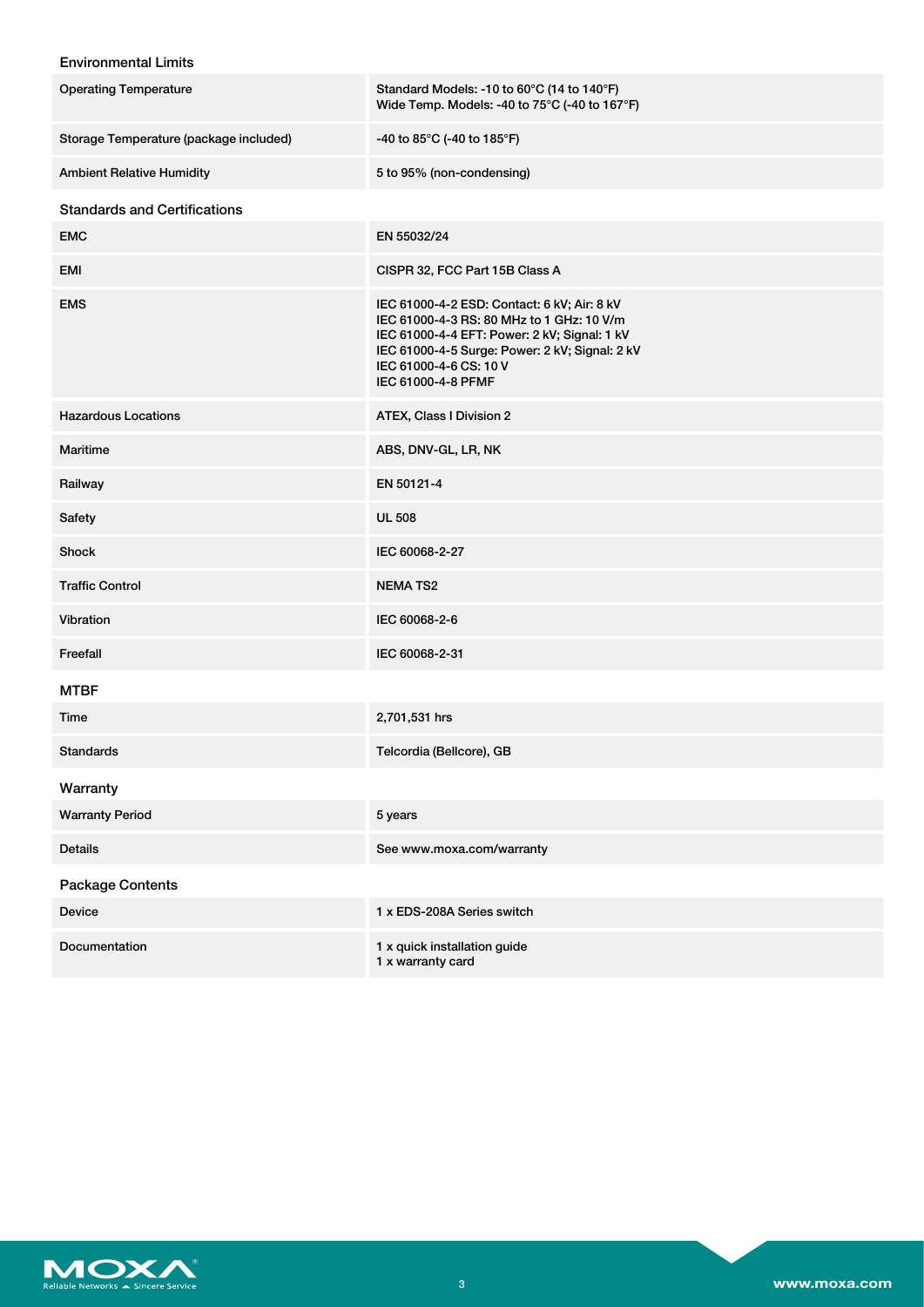### Environmental Limits

| | |
|---|---|
| Operating Temperature | Standard Models: -10 to 60°C (14 to 140°F)<br>Wide Temp. Models: -40 to 75°C (-40 to 167°F) |
| Storage Temperature (package included) | -40 to 85°C (-40 to 185°F) |
| Ambient Relative Humidity | 5 to 95% (non-condensing) |

### Standards and Certifications

| | |
|---|---|
| EMC | EN 55032/24 |
| EMI | CISPR 32, FCC Part 15B Class A |
| EMS | IEC 61000-4-2 ESD: Contact: 6 kV; Air: 8 kV<br>IEC 61000-4-3 RS: 80 MHz to 1 GHz: 10 V/m<br>IEC 61000-4-4 EFT: Power: 2 kV; Signal: 1 kV<br>IEC 61000-4-5 Surge: Power: 2 kV; Signal: 2 kV<br>IEC 61000-4-6 CS: 10 V<br>IEC 61000-4-8 PFMF |
| Hazardous Locations | ATEX, Class I Division 2 |
| Maritime | ABS, DNV-GL, LR, NK |
| Railway | EN 50121-4 |
| Safety | UL 508 |
| Shock | IEC 60068-2-27 |
| Traffic Control | NEMA TS2 |
| Vibration | IEC 60068-2-6 |
| Freefall | IEC 60068-2-31 |

### MTBF

| | |
|---|---|
| Time | 2,701,531 hrs |
| Standards | Telcordia (Bellcore), GB |

### Warranty

| | |
|---|---|
| Warranty Period | 5 years |
| Details | See www.moxa.com/warranty |

### Package Contents

| | |
|---|---|
| Device | 1 x EDS-208A Series switch |
| Documentation | 1 x quick installation guide<br>1 x warranty card |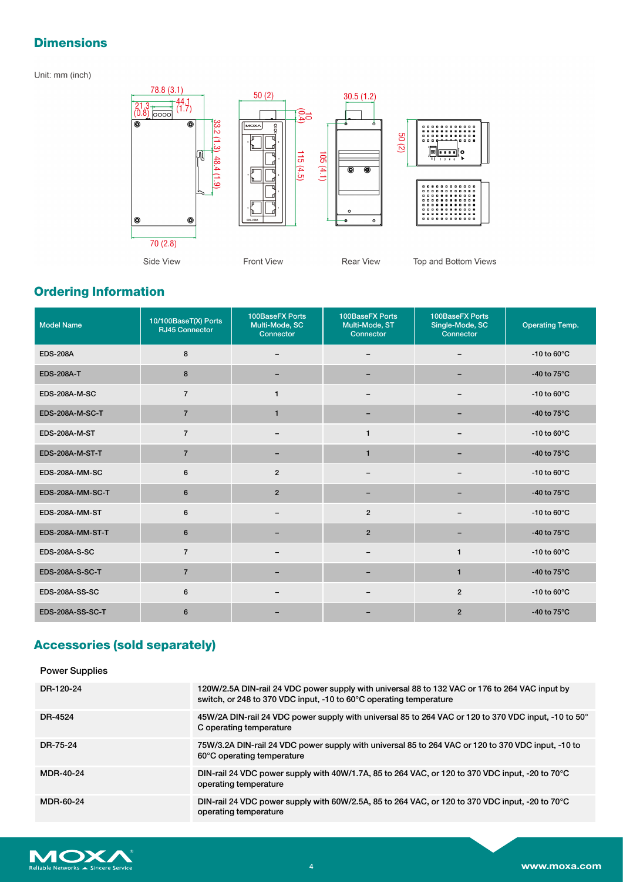## Dimensions

Unit: mm (inch)

Side View    Front View    Rear View    Top and Bottom Views

## Ordering Information

| Model Name | 10/100BaseT(X) Ports RJ45 Connector | 100BaseFX Ports Multi-Mode, SC Connector | 100BaseFX Ports Multi-Mode, ST Connector | 100BaseFX Ports Single-Mode, SC Connector | Operating Temp. |
|---|---|---|---|---|---|
| EDS-208A | 8 | – | – | – | -10 to 60°C |
| EDS-208A-T | 8 | – | – | – | -40 to 75°C |
| EDS-208A-M-SC | 7 | 1 | – | – | -10 to 60°C |
| EDS-208A-M-SC-T | 7 | 1 | – | – | -40 to 75°C |
| EDS-208A-M-ST | 7 | – | 1 | – | -10 to 60°C |
| EDS-208A-M-ST-T | 7 | – | 1 | – | -40 to 75°C |
| EDS-208A-MM-SC | 6 | 2 | – | – | -10 to 60°C |
| EDS-208A-MM-SC-T | 6 | 2 | – | – | -40 to 75°C |
| EDS-208A-MM-ST | 6 | – | 2 | – | -10 to 60°C |
| EDS-208A-MM-ST-T | 6 | – | 2 | – | -40 to 75°C |
| EDS-208A-S-SC | 7 | – | – | 1 | -10 to 60°C |
| EDS-208A-S-SC-T | 7 | – | – | 1 | -40 to 75°C |
| EDS-208A-SS-SC | 6 | – | – | 2 | -10 to 60°C |
| EDS-208A-SS-SC-T | 6 | – | – | 2 | -40 to 75°C |

## Accessories (sold separately)

### Power Supplies

| | |
|---|---|
| DR-120-24 | 120W/2.5A DIN-rail 24 VDC power supply with universal 88 to 132 VAC or 176 to 264 VAC input by switch, or 248 to 370 VDC input, -10 to 60°C operating temperature |
| DR-4524 | 45W/2A DIN-rail 24 VDC power supply with universal 85 to 264 VAC or 120 to 370 VDC input, -10 to 50°C operating temperature |
| DR-75-24 | 75W/3.2A DIN-rail 24 VDC power supply with universal 85 to 264 VAC or 120 to 370 VDC input, -10 to 60°C operating temperature |
| MDR-40-24 | DIN-rail 24 VDC power supply with 40W/1.7A, 85 to 264 VAC, or 120 to 370 VDC input, -20 to 70°C operating temperature |
| MDR-60-24 | DIN-rail 24 VDC power supply with 60W/2.5A, 85 to 264 VAC, or 120 to 370 VDC input, -20 to 70°C operating temperature |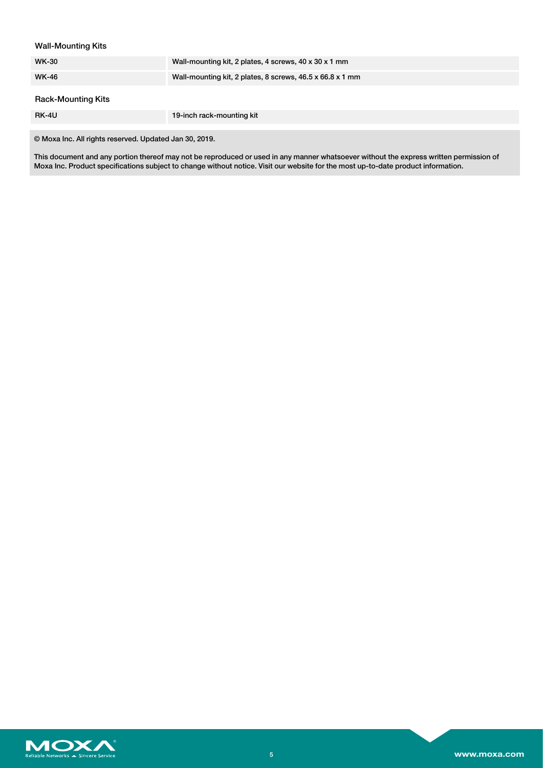### Wall-Mounting Kits

| | |
|---|---|
| WK-30 | Wall-mounting kit, 2 plates, 4 screws, 40 x 30 x 1 mm |
| WK-46 | Wall-mounting kit, 2 plates, 8 screws, 46.5 x 66.8 x 1 mm |

### Rack-Mounting Kits

| | |
|---|---|
| RK-4U | 19-inch rack-mounting kit |

© Moxa Inc. All rights reserved. Updated Jan 30, 2019.

This document and any portion thereof may not be reproduced or used in any manner whatsoever without the express written permission of Moxa Inc. Product specifications subject to change without notice. Visit our website for the most up-to-date product information.